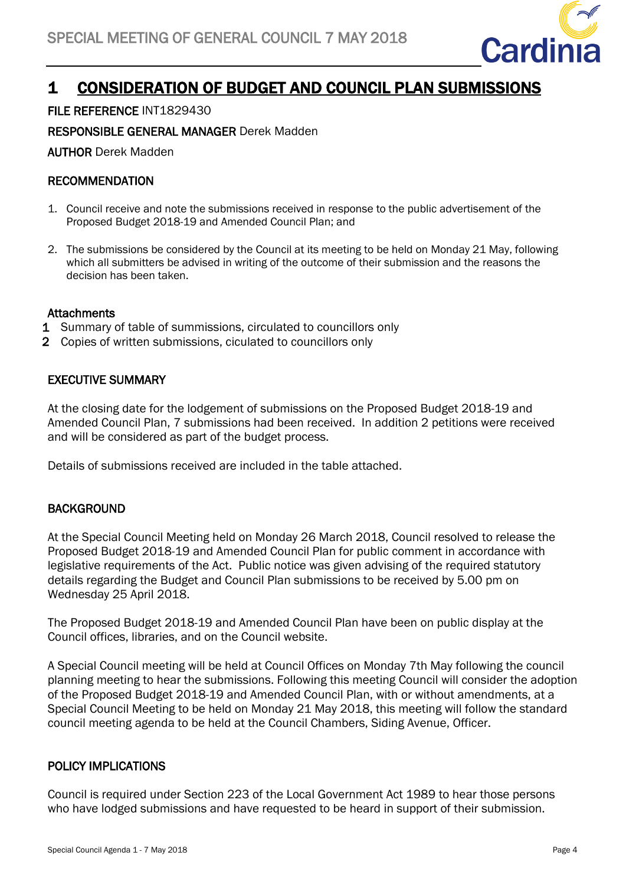# 1 CONSIDERATION OF BUDGET AND COUNCIL PLAN SUBMISSIONS

**FILE REFERENCE** INT1829430

**RESPONSIBLE GENERAL MANAGER** Derek Madden

**AUTHOR** Derek Madden

## RECOMMENDATION

1. Council receive and note the submissions received in response to the public advertisement of the Proposed Budget 2018-19 and Amended Council Plan; and

2. The submissions be considered by the Council at its meeting to be held on Monday 21 May, following which all submitters be advised in writing of the outcome of their submission and the reasons the decision has been taken.

### Attachments

1. Summary of table of summissions, circulated to councillors only
2. Copies of written submissions, ciculated to councillors only

## EXECUTIVE SUMMARY

At the closing date for the lodgement of submissions on the Proposed Budget 2018-19 and Amended Council Plan, 7 submissions had been received. In addition 2 petitions were received and will be considered as part of the budget process.

Details of submissions received are included in the table attached.

## BACKGROUND

At the Special Council Meeting held on Monday 26 March 2018, Council resolved to release the Proposed Budget 2018-19 and Amended Council Plan for public comment in accordance with legislative requirements of the Act. Public notice was given advising of the required statutory details regarding the Budget and Council Plan submissions to be received by 5.00 pm on Wednesday 25 April 2018.

The Proposed Budget 2018-19 and Amended Council Plan have been on public display at the Council offices, libraries, and on the Council website.

A Special Council meeting will be held at Council Offices on Monday 7th May following the council planning meeting to hear the submissions. Following this meeting Council will consider the adoption of the Proposed Budget 2018-19 and Amended Council Plan, with or without amendments, at a Special Council Meeting to be held on Monday 21 May 2018, this meeting will follow the standard council meeting agenda to be held at the Council Chambers, Siding Avenue, Officer.

## POLICY IMPLICATIONS

Council is required under Section 223 of the Local Government Act 1989 to hear those persons who have lodged submissions and have requested to be heard in support of their submission.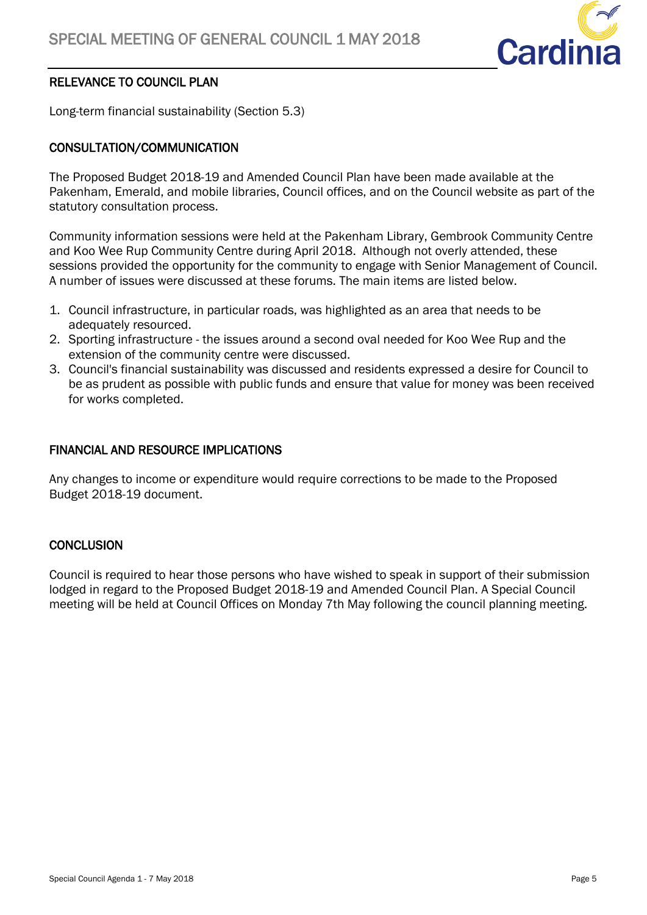## RELEVANCE TO COUNCIL PLAN

Long-term financial sustainability (Section 5.3)

## CONSULTATION/COMMUNICATION

The Proposed Budget 2018-19 and Amended Council Plan have been made available at the Pakenham, Emerald, and mobile libraries, Council offices, and on the Council website as part of the statutory consultation process.

Community information sessions were held at the Pakenham Library, Gembrook Community Centre and Koo Wee Rup Community Centre during April 2018. Although not overly attended, these sessions provided the opportunity for the community to engage with Senior Management of Council. A number of issues were discussed at these forums. The main items are listed below.

1. Council infrastructure, in particular roads, was highlighted as an area that needs to be adequately resourced.
2. Sporting infrastructure - the issues around a second oval needed for Koo Wee Rup and the extension of the community centre were discussed.
3. Council's financial sustainability was discussed and residents expressed a desire for Council to be as prudent as possible with public funds and ensure that value for money was been received for works completed.

## FINANCIAL AND RESOURCE IMPLICATIONS

Any changes to income or expenditure would require corrections to be made to the Proposed Budget 2018-19 document.

## CONCLUSION

Council is required to hear those persons who have wished to speak in support of their submission lodged in regard to the Proposed Budget 2018-19 and Amended Council Plan. A Special Council meeting will be held at Council Offices on Monday 7th May following the council planning meeting.